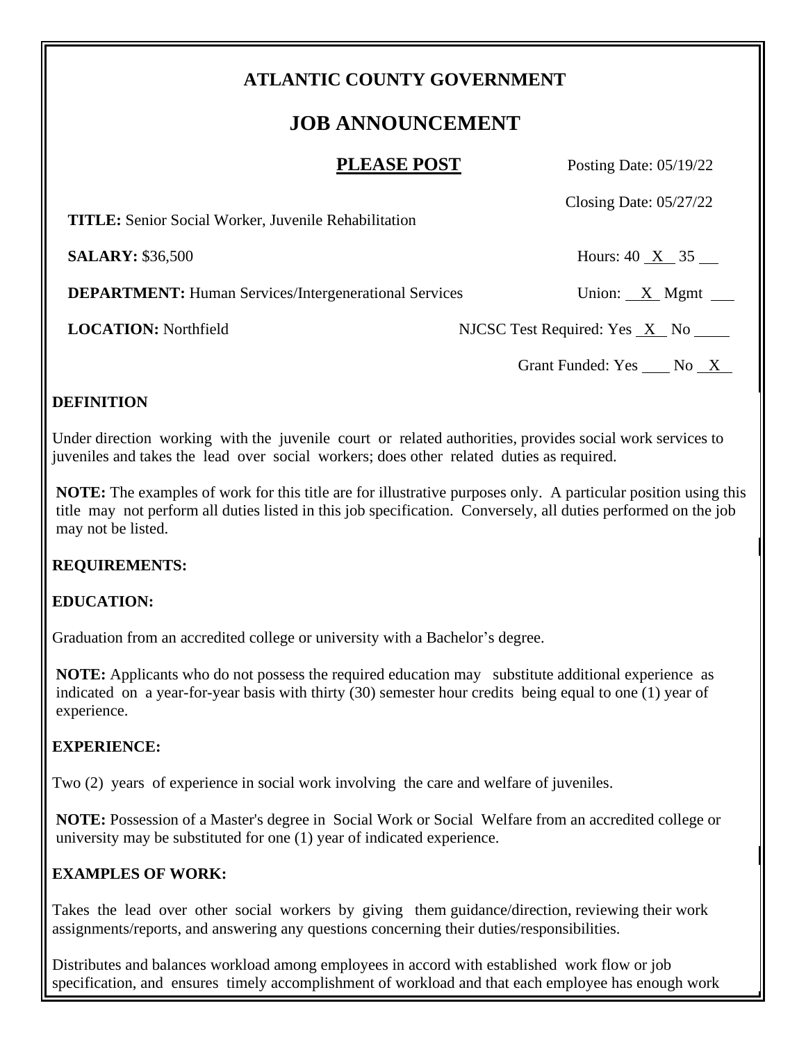# ATLANTIC COUNTY GOVERNMENT

## JOB ANNOUNCEMENT

**PLEASE POST**

Posting Date: 05/19/22

Closing Date: 05/27/22

**TITLE:** Senior Social Worker, Juvenile Rehabilitation

**SALARY:** $36,500 — Hours: 40 _X_ 35 __

**DEPARTMENT:** Human Services/Intergenerational Services — Union: _X_ Mgmt __

**LOCATION:** Northfield — NJCSC Test Required: Yes _X_ No ____

Grant Funded: Yes ___ No _X_

**DEFINITION**

Under direction working with the juvenile court or related authorities, provides social work services to juveniles and takes the lead over social workers; does other related duties as required.

**NOTE:** The examples of work for this title are for illustrative purposes only. A particular position using this title may not perform all duties listed in this job specification. Conversely, all duties performed on the job may not be listed.

**REQUIREMENTS:**

**EDUCATION:**

Graduation from an accredited college or university with a Bachelor's degree.

**NOTE:** Applicants who do not possess the required education may substitute additional experience as indicated on a year-for-year basis with thirty (30) semester hour credits being equal to one (1) year of experience.

**EXPERIENCE:**

Two (2) years of experience in social work involving the care and welfare of juveniles.

**NOTE:** Possession of a Master's degree in Social Work or Social Welfare from an accredited college or university may be substituted for one (1) year of indicated experience.

**EXAMPLES OF WORK:**

Takes the lead over other social workers by giving them guidance/direction, reviewing their work assignments/reports, and answering any questions concerning their duties/responsibilities.

Distributes and balances workload among employees in accord with established work flow or job specification, and ensures timely accomplishment of workload and that each employee has enough work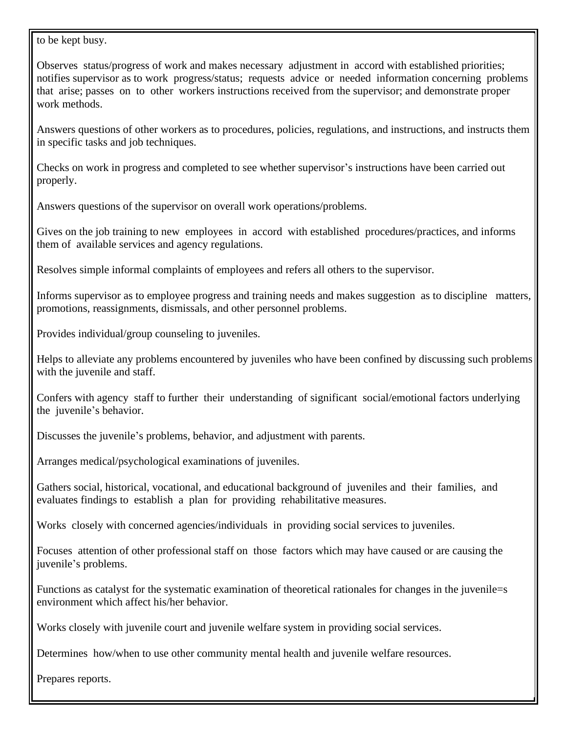to be kept busy.

Observes status/progress of work and makes necessary adjustment in accord with established priorities; notifies supervisor as to work progress/status; requests advice or needed information concerning problems that arise; passes on to other workers instructions received from the supervisor; and demonstrate proper work methods.

Answers questions of other workers as to procedures, policies, regulations, and instructions, and instructs them in specific tasks and job techniques.

Checks on work in progress and completed to see whether supervisor's instructions have been carried out properly.

Answers questions of the supervisor on overall work operations/problems.

Gives on the job training to new employees in accord with established procedures/practices, and informs them of available services and agency regulations.

Resolves simple informal complaints of employees and refers all others to the supervisor.

Informs supervisor as to employee progress and training needs and makes suggestion as to discipline matters, promotions, reassignments, dismissals, and other personnel problems.

Provides individual/group counseling to juveniles.

Helps to alleviate any problems encountered by juveniles who have been confined by discussing such problems with the juvenile and staff.

Confers with agency staff to further their understanding of significant social/emotional factors underlying the juvenile's behavior.

Discusses the juvenile's problems, behavior, and adjustment with parents.

Arranges medical/psychological examinations of juveniles.

Gathers social, historical, vocational, and educational background of juveniles and their families, and evaluates findings to establish a plan for providing rehabilitative measures.

Works closely with concerned agencies/individuals in providing social services to juveniles.

Focuses attention of other professional staff on those factors which may have caused or are causing the juvenile's problems.

Functions as catalyst for the systematic examination of theoretical rationales for changes in the juvenile=s environment which affect his/her behavior.

Works closely with juvenile court and juvenile welfare system in providing social services.

Determines how/when to use other community mental health and juvenile welfare resources.

Prepares reports.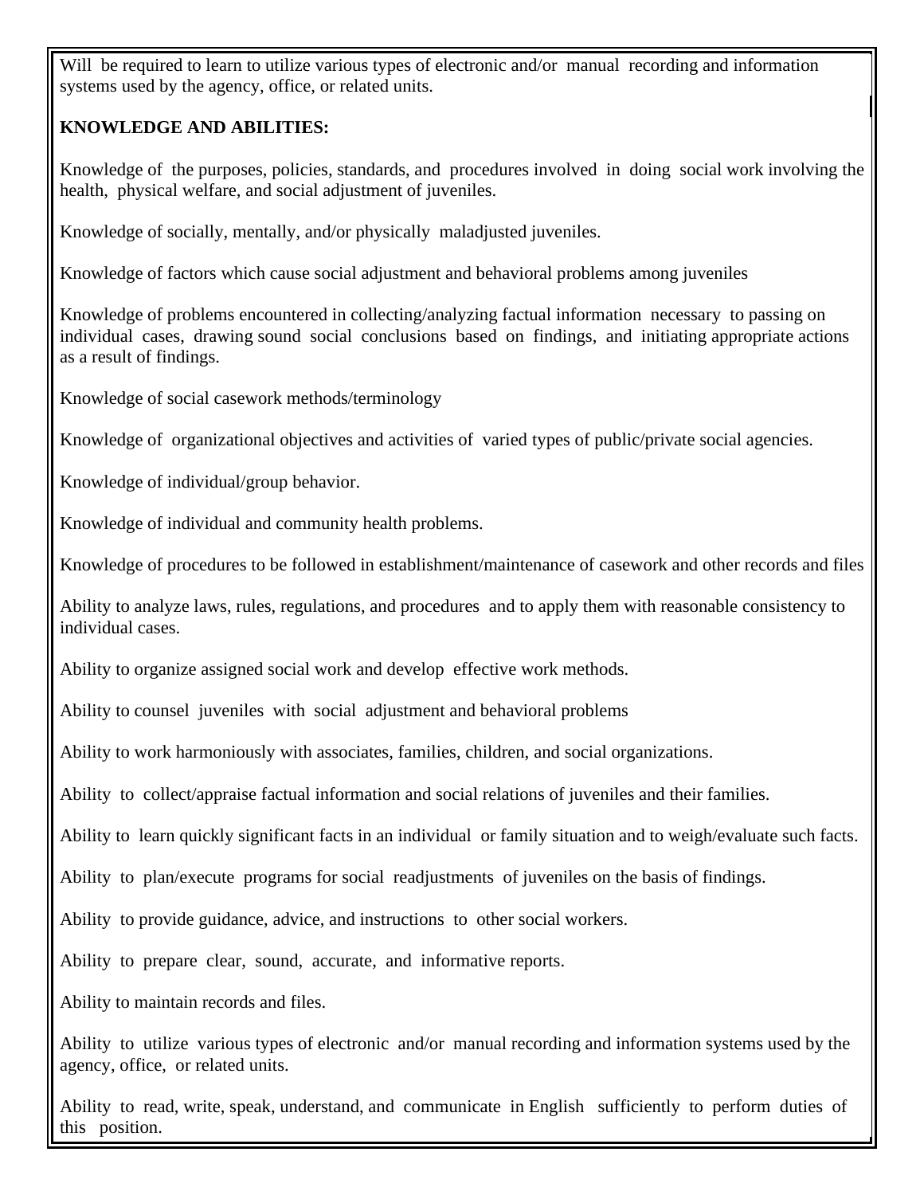Will be required to learn to utilize various types of electronic and/or manual recording and information systems used by the agency, office, or related units.

**KNOWLEDGE AND ABILITIES:**

Knowledge of the purposes, policies, standards, and procedures involved in doing social work involving the health, physical welfare, and social adjustment of juveniles.

Knowledge of socially, mentally, and/or physically maladjusted juveniles.

Knowledge of factors which cause social adjustment and behavioral problems among juveniles

Knowledge of problems encountered in collecting/analyzing factual information necessary to passing on individual cases, drawing sound social conclusions based on findings, and initiating appropriate actions as a result of findings.

Knowledge of social casework methods/terminology

Knowledge of organizational objectives and activities of varied types of public/private social agencies.

Knowledge of individual/group behavior.

Knowledge of individual and community health problems.

Knowledge of procedures to be followed in establishment/maintenance of casework and other records and files

Ability to analyze laws, rules, regulations, and procedures and to apply them with reasonable consistency to individual cases.

Ability to organize assigned social work and develop effective work methods.

Ability to counsel juveniles with social adjustment and behavioral problems

Ability to work harmoniously with associates, families, children, and social organizations.

Ability to collect/appraise factual information and social relations of juveniles and their families.

Ability to learn quickly significant facts in an individual or family situation and to weigh/evaluate such facts.

Ability to plan/execute programs for social readjustments of juveniles on the basis of findings.

Ability to provide guidance, advice, and instructions to other social workers.

Ability to prepare clear, sound, accurate, and informative reports.

Ability to maintain records and files.

Ability to utilize various types of electronic and/or manual recording and information systems used by the agency, office, or related units.

Ability to read, write, speak, understand, and communicate in English sufficiently to perform duties of this position.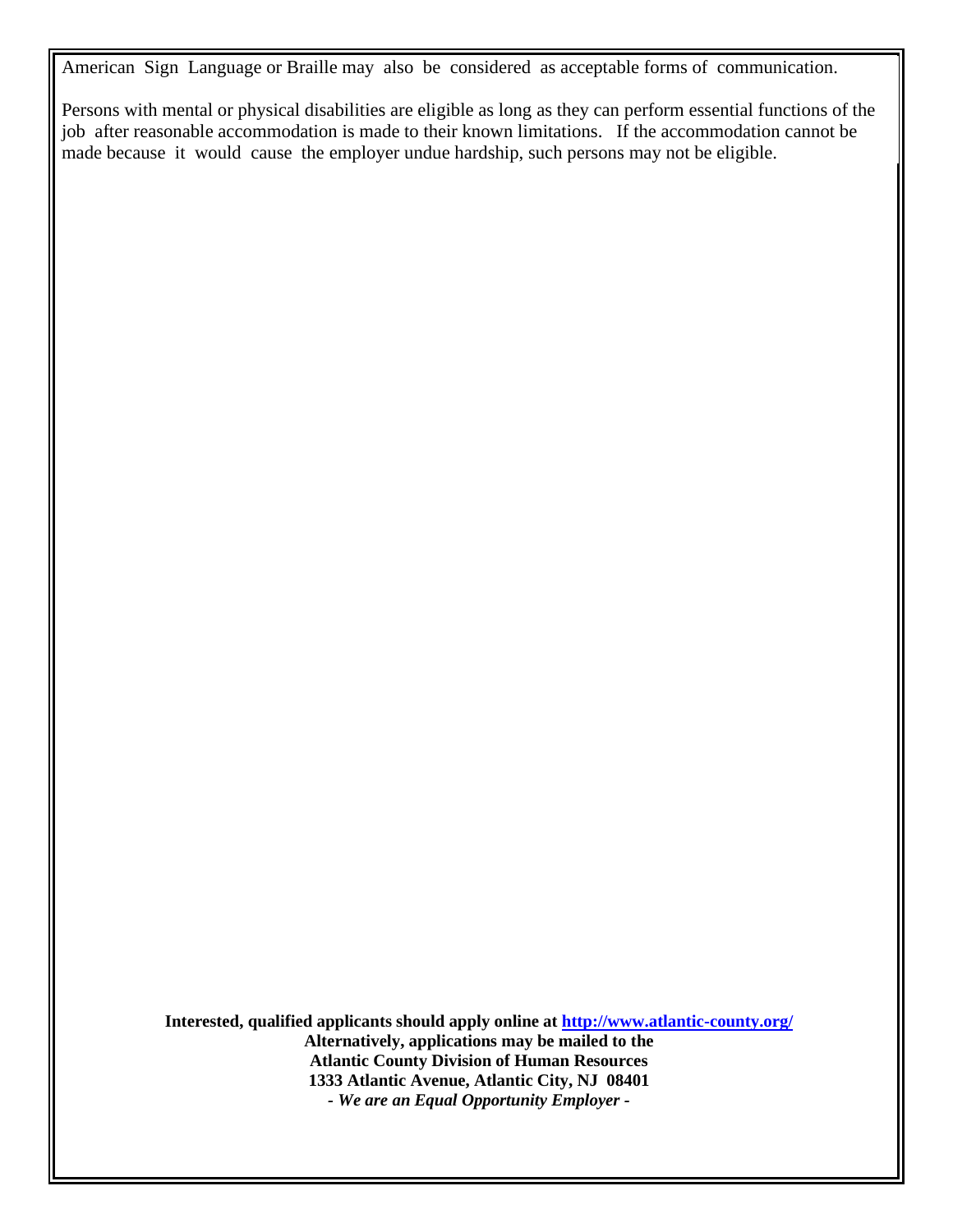American Sign Language or Braille may also be considered as acceptable forms of communication.

Persons with mental or physical disabilities are eligible as long as they can perform essential functions of the job after reasonable accommodation is made to their known limitations. If the accommodation cannot be made because it would cause the employer undue hardship, such persons may not be eligible.

**Interested, qualified applicants should apply online at [http://www.atlantic-county.org/](http://www.atlantic-county.org/)**
**Alternatively, applications may be mailed to the**
**Atlantic County Division of Human Resources**
**1333 Atlantic Avenue, Atlantic City, NJ 08401**
***- We are an Equal Opportunity Employer -***